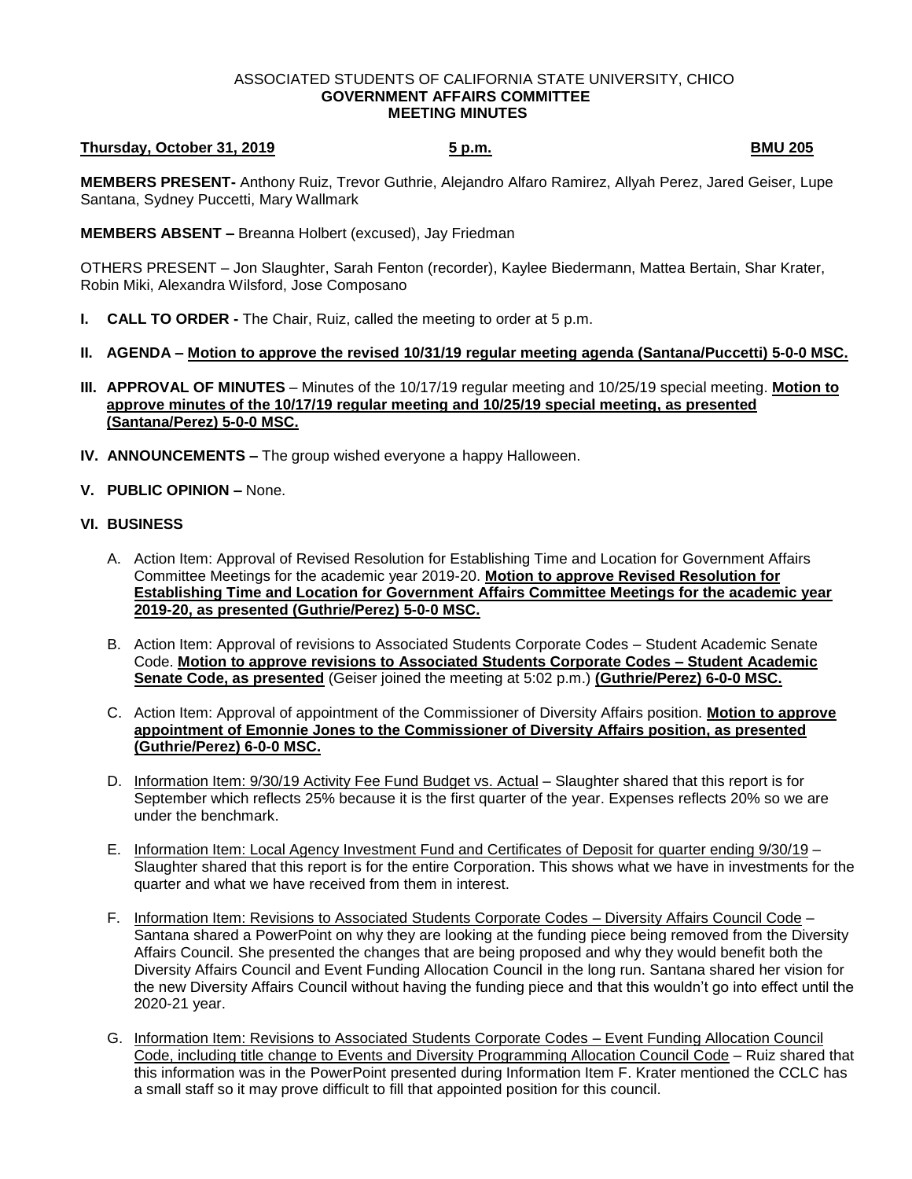ASSOCIATED STUDENTS OF CALIFORNIA STATE UNIVERSITY, CHICO
**GOVERNMENT AFFAIRS COMMITTEE**
**MEETING MINUTES**

**Thursday, October 31, 2019** **5 p.m.** **BMU 205**

**MEMBERS PRESENT-** Anthony Ruiz, Trevor Guthrie, Alejandro Alfaro Ramirez, Allyah Perez, Jared Geiser, Lupe Santana, Sydney Puccetti, Mary Wallmark

**MEMBERS ABSENT –** Breanna Holbert (excused), Jay Friedman

OTHERS PRESENT – Jon Slaughter, Sarah Fenton (recorder), Kaylee Biedermann, Mattea Bertain, Shar Krater, Robin Miki, Alexandra Wilsford, Jose Composano

**I. CALL TO ORDER -** The Chair, Ruiz, called the meeting to order at 5 p.m.

**II. AGENDA – Motion to approve the revised 10/31/19 regular meeting agenda (Santana/Puccetti) 5-0-0 MSC.**

**III. APPROVAL OF MINUTES** – Minutes of the 10/17/19 regular meeting and 10/25/19 special meeting. **Motion to approve minutes of the 10/17/19 regular meeting and 10/25/19 special meeting, as presented (Santana/Perez) 5-0-0 MSC.**

**IV. ANNOUNCEMENTS –** The group wished everyone a happy Halloween.

**V. PUBLIC OPINION –** None.

**VI. BUSINESS**

A. Action Item: Approval of Revised Resolution for Establishing Time and Location for Government Affairs Committee Meetings for the academic year 2019-20. **Motion to approve Revised Resolution for Establishing Time and Location for Government Affairs Committee Meetings for the academic year 2019-20, as presented (Guthrie/Perez) 5-0-0 MSC.**

B. Action Item: Approval of revisions to Associated Students Corporate Codes – Student Academic Senate Code. **Motion to approve revisions to Associated Students Corporate Codes – Student Academic Senate Code, as presented** (Geiser joined the meeting at 5:02 p.m.) **(Guthrie/Perez) 6-0-0 MSC.**

C. Action Item: Approval of appointment of the Commissioner of Diversity Affairs position. **Motion to approve appointment of Emonnie Jones to the Commissioner of Diversity Affairs position, as presented (Guthrie/Perez) 6-0-0 MSC.**

D. Information Item: 9/30/19 Activity Fee Fund Budget vs. Actual – Slaughter shared that this report is for September which reflects 25% because it is the first quarter of the year. Expenses reflects 20% so we are under the benchmark.

E. Information Item: Local Agency Investment Fund and Certificates of Deposit for quarter ending 9/30/19 – Slaughter shared that this report is for the entire Corporation. This shows what we have in investments for the quarter and what we have received from them in interest.

F. Information Item: Revisions to Associated Students Corporate Codes – Diversity Affairs Council Code – Santana shared a PowerPoint on why they are looking at the funding piece being removed from the Diversity Affairs Council. She presented the changes that are being proposed and why they would benefit both the Diversity Affairs Council and Event Funding Allocation Council in the long run. Santana shared her vision for the new Diversity Affairs Council without having the funding piece and that this wouldn't go into effect until the 2020-21 year.

G. Information Item: Revisions to Associated Students Corporate Codes – Event Funding Allocation Council Code, including title change to Events and Diversity Programming Allocation Council Code – Ruiz shared that this information was in the PowerPoint presented during Information Item F. Krater mentioned the CCLC has a small staff so it may prove difficult to fill that appointed position for this council.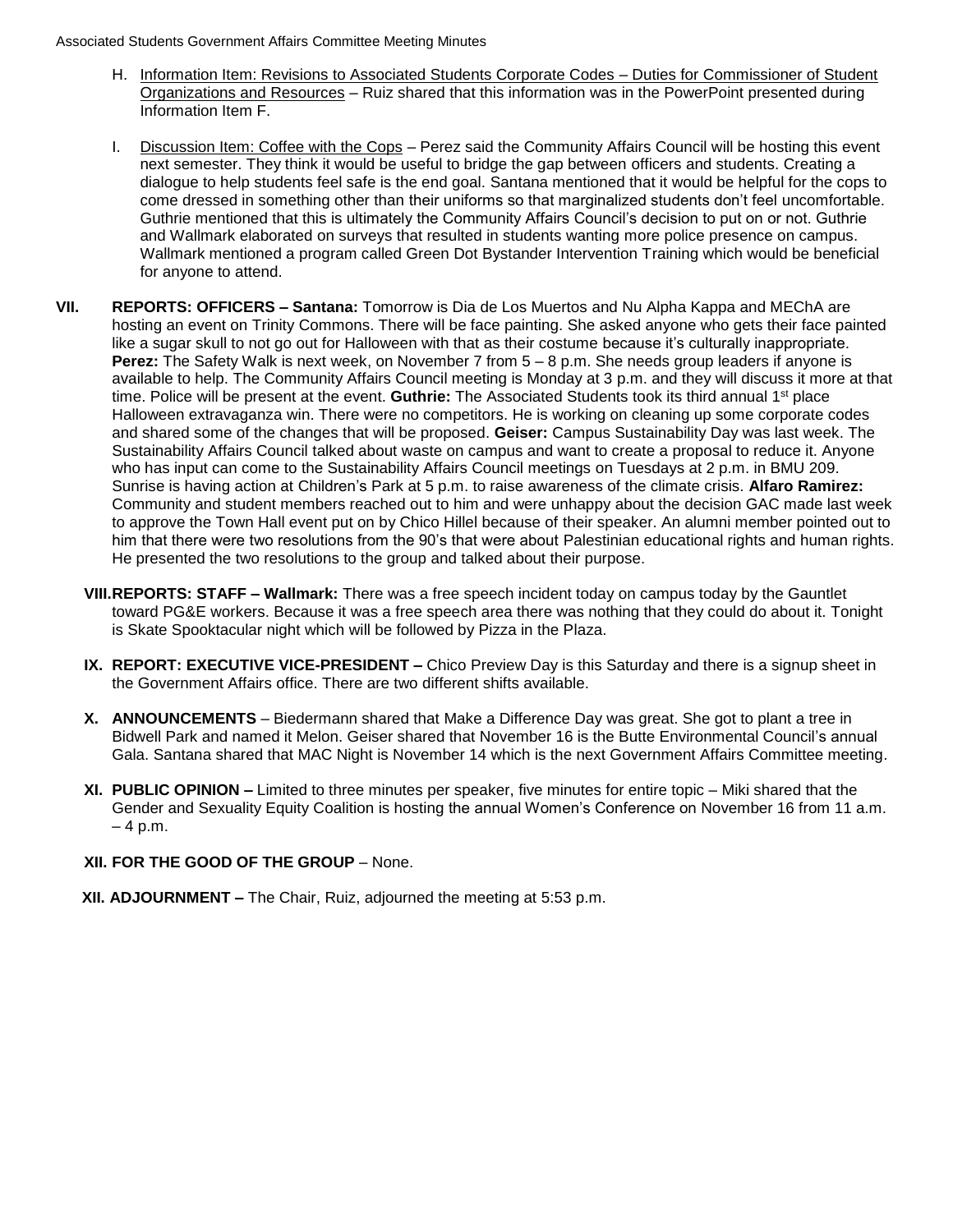H. Information Item: Revisions to Associated Students Corporate Codes – Duties for Commissioner of Student Organizations and Resources – Ruiz shared that this information was in the PowerPoint presented during Information Item F.

I. Discussion Item: Coffee with the Cops – Perez said the Community Affairs Council will be hosting this event next semester. They think it would be useful to bridge the gap between officers and students. Creating a dialogue to help students feel safe is the end goal. Santana mentioned that it would be helpful for the cops to come dressed in something other than their uniforms so that marginalized students don't feel uncomfortable. Guthrie mentioned that this is ultimately the Community Affairs Council's decision to put on or not. Guthrie and Wallmark elaborated on surveys that resulted in students wanting more police presence on campus. Wallmark mentioned a program called Green Dot Bystander Intervention Training which would be beneficial for anyone to attend.

**VII. REPORTS: OFFICERS – Santana:** Tomorrow is Dia de Los Muertos and Nu Alpha Kappa and MEChA are hosting an event on Trinity Commons. There will be face painting. She asked anyone who gets their face painted like a sugar skull to not go out for Halloween with that as their costume because it's culturally inappropriate. **Perez:** The Safety Walk is next week, on November 7 from 5 – 8 p.m. She needs group leaders if anyone is available to help. The Community Affairs Council meeting is Monday at 3 p.m. and they will discuss it more at that time. Police will be present at the event. **Guthrie:** The Associated Students took its third annual 1st place Halloween extravaganza win. There were no competitors. He is working on cleaning up some corporate codes and shared some of the changes that will be proposed. **Geiser:** Campus Sustainability Day was last week. The Sustainability Affairs Council talked about waste on campus and want to create a proposal to reduce it. Anyone who has input can come to the Sustainability Affairs Council meetings on Tuesdays at 2 p.m. in BMU 209. Sunrise is having action at Children's Park at 5 p.m. to raise awareness of the climate crisis. **Alfaro Ramirez:** Community and student members reached out to him and were unhappy about the decision GAC made last week to approve the Town Hall event put on by Chico Hillel because of their speaker. An alumni member pointed out to him that there were two resolutions from the 90's that were about Palestinian educational rights and human rights. He presented the two resolutions to the group and talked about their purpose.

**VIII. REPORTS: STAFF – Wallmark:** There was a free speech incident today on campus today by the Gauntlet toward PG&E workers. Because it was a free speech area there was nothing that they could do about it. Tonight is Skate Spooktacular night which will be followed by Pizza in the Plaza.

**IX. REPORT: EXECUTIVE VICE-PRESIDENT –** Chico Preview Day is this Saturday and there is a signup sheet in the Government Affairs office. There are two different shifts available.

**X. ANNOUNCEMENTS** – Biedermann shared that Make a Difference Day was great. She got to plant a tree in Bidwell Park and named it Melon. Geiser shared that November 16 is the Butte Environmental Council's annual Gala. Santana shared that MAC Night is November 14 which is the next Government Affairs Committee meeting.

**XI. PUBLIC OPINION –** Limited to three minutes per speaker, five minutes for entire topic – Miki shared that the Gender and Sexuality Equity Coalition is hosting the annual Women's Conference on November 16 from 11 a.m. – 4 p.m.

**XII. FOR THE GOOD OF THE GROUP** – None.

**XII. ADJOURNMENT –** The Chair, Ruiz, adjourned the meeting at 5:53 p.m.